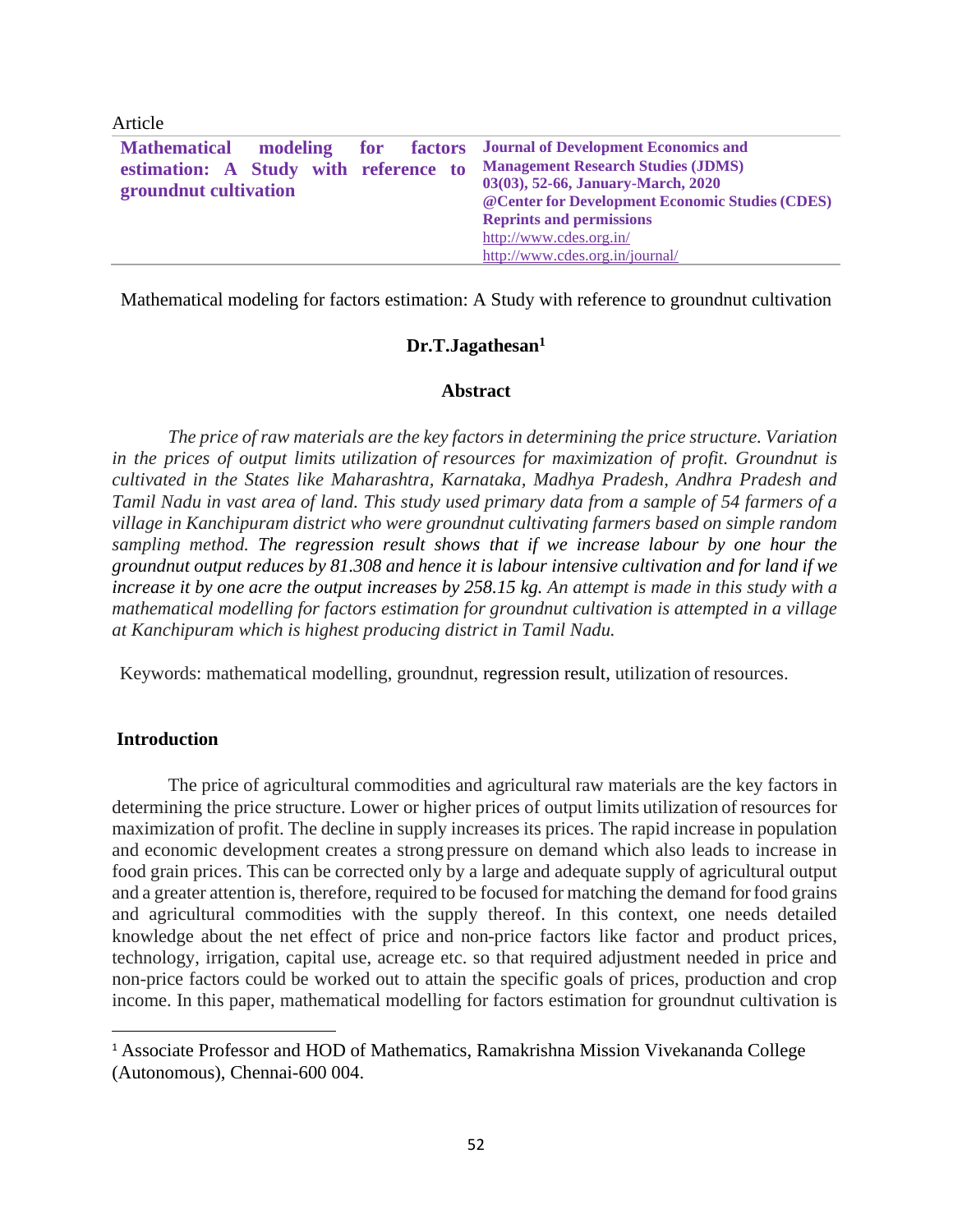Article

**Mathematical modeling for factors estimation: A Study with reference to groundnut cultivation**

**Journal of Development Economics and Management Research Studies (JDMS)**
**03(03), 52-66, January-March, 2020**
**@Center for Development Economic Studies (CDES)**
**Reprints and permissions**
http://www.cdes.org.in/
http://www.cdes.org.in/journal/

Mathematical modeling for factors estimation: A Study with reference to groundnut cultivation

**Dr.T.Jagathesan[1]**

**Abstract**

*The price of raw materials are the key factors in determining the price structure. Variation in the prices of output limits utilization of resources for maximization of profit. Groundnut is cultivated in the States like Maharashtra, Karnataka, Madhya Pradesh, Andhra Pradesh and Tamil Nadu in vast area of land. This study used primary data from a sample of 54 farmers of a village in Kanchipuram district who were groundnut cultivating farmers based on simple random sampling method. The regression result shows that if we increase labour by one hour the groundnut output reduces by 81.308 and hence it is labour intensive cultivation and for land if we increase it by one acre the output increases by 258.15 kg. An attempt is made in this study with a mathematical modelling for factors estimation for groundnut cultivation is attempted in a village at Kanchipuram which is highest producing district in Tamil Nadu.*

Keywords: mathematical modelling, groundnut, regression result, utilization of resources.

## Introduction

The price of agricultural commodities and agricultural raw materials are the key factors in determining the price structure. Lower or higher prices of output limits utilization of resources for maximization of profit. The decline in supply increases its prices. The rapid increase in population and economic development creates a strong pressure on demand which also leads to increase in food grain prices. This can be corrected only by a large and adequate supply of agricultural output and a greater attention is, therefore, required to be focused for matching the demand for food grains and agricultural commodities with the supply thereof. In this context, one needs detailed knowledge about the net effect of price and non-price factors like factor and product prices, technology, irrigation, capital use, acreage etc. so that required adjustment needed in price and non-price factors could be worked out to attain the specific goals of prices, production and crop income. In this paper, mathematical modelling for factors estimation for groundnut cultivation is

[1] Associate Professor and HOD of Mathematics, Ramakrishna Mission Vivekananda College (Autonomous), Chennai-600 004.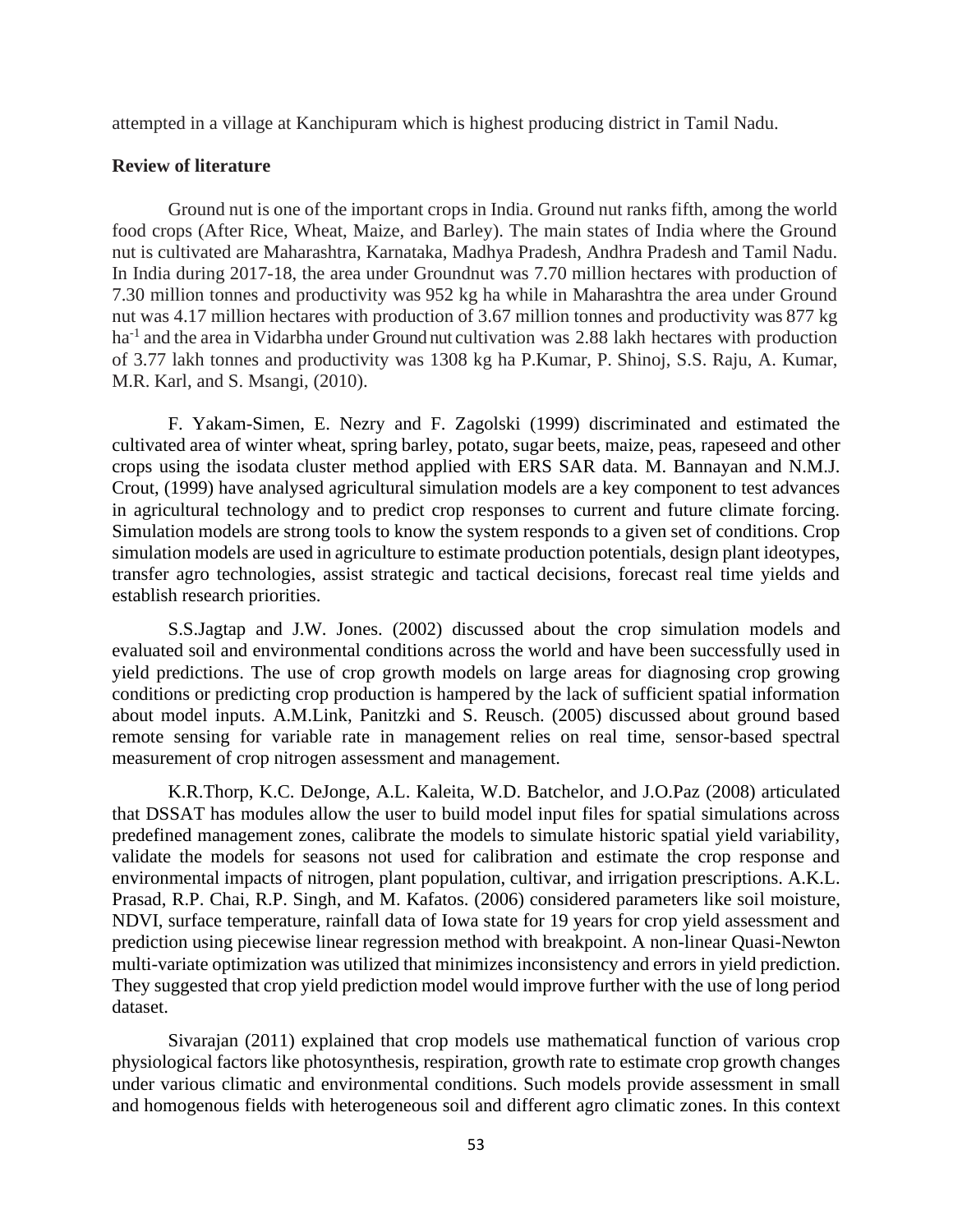attempted in a village at Kanchipuram which is highest producing district in Tamil Nadu.

**Review of literature**

Ground nut is one of the important crops in India. Ground nut ranks fifth, among the world food crops (After Rice, Wheat, Maize, and Barley). The main states of India where the Ground nut is cultivated are Maharashtra, Karnataka, Madhya Pradesh, Andhra Pradesh and Tamil Nadu. In India during 2017-18, the area under Groundnut was 7.70 million hectares with production of 7.30 million tonnes and productivity was 952 kg ha while in Maharashtra the area under Ground nut was 4.17 million hectares with production of 3.67 million tonnes and productivity was 877 kg $ha^{-1}$ and the area in Vidarbha under Ground nut cultivation was 2.88 lakh hectares with production of 3.77 lakh tonnes and productivity was 1308 kg ha P.Kumar, P. Shinoj, S.S. Raju, A. Kumar, M.R. Karl, and S. Msangi, (2010).

F. Yakam-Simen, E. Nezry and F. Zagolski (1999) discriminated and estimated the cultivated area of winter wheat, spring barley, potato, sugar beets, maize, peas, rapeseed and other crops using the isodata cluster method applied with ERS SAR data. M. Bannayan and N.M.J. Crout, (1999) have analysed agricultural simulation models are a key component to test advances in agricultural technology and to predict crop responses to current and future climate forcing. Simulation models are strong tools to know the system responds to a given set of conditions. Crop simulation models are used in agriculture to estimate production potentials, design plant ideotypes, transfer agro technologies, assist strategic and tactical decisions, forecast real time yields and establish research priorities.

S.S.Jagtap and J.W. Jones. (2002) discussed about the crop simulation models and evaluated soil and environmental conditions across the world and have been successfully used in yield predictions. The use of crop growth models on large areas for diagnosing crop growing conditions or predicting crop production is hampered by the lack of sufficient spatial information about model inputs. A.M.Link, Panitzki and S. Reusch. (2005) discussed about ground based remote sensing for variable rate in management relies on real time, sensor-based spectral measurement of crop nitrogen assessment and management.

K.R.Thorp, K.C. DeJonge, A.L. Kaleita, W.D. Batchelor, and J.O.Paz (2008) articulated that DSSAT has modules allow the user to build model input files for spatial simulations across predefined management zones, calibrate the models to simulate historic spatial yield variability, validate the models for seasons not used for calibration and estimate the crop response and environmental impacts of nitrogen, plant population, cultivar, and irrigation prescriptions. A.K.L. Prasad, R.P. Chai, R.P. Singh, and M. Kafatos. (2006) considered parameters like soil moisture, NDVI, surface temperature, rainfall data of Iowa state for 19 years for crop yield assessment and prediction using piecewise linear regression method with breakpoint. A non-linear Quasi-Newton multi-variate optimization was utilized that minimizes inconsistency and errors in yield prediction. They suggested that crop yield prediction model would improve further with the use of long period dataset.

Sivarajan (2011) explained that crop models use mathematical function of various crop physiological factors like photosynthesis, respiration, growth rate to estimate crop growth changes under various climatic and environmental conditions. Such models provide assessment in small and homogenous fields with heterogeneous soil and different agro climatic zones. In this context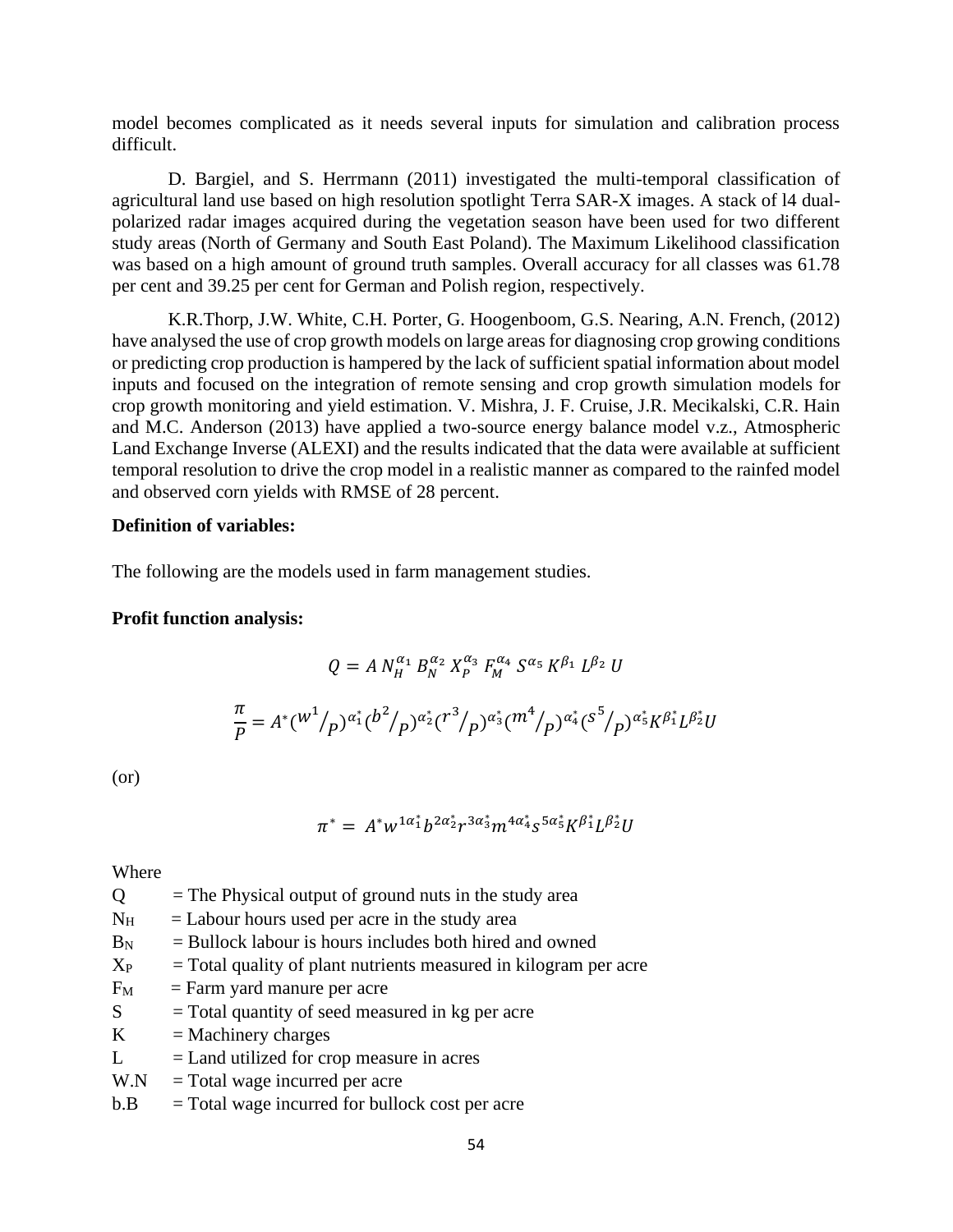model becomes complicated as it needs several inputs for simulation and calibration process difficult.

D. Bargiel, and S. Herrmann (2011) investigated the multi-temporal classification of agricultural land use based on high resolution spotlight Terra SAR-X images. A stack of l4 dual-polarized radar images acquired during the vegetation season have been used for two different study areas (North of Germany and South East Poland). The Maximum Likelihood classification was based on a high amount of ground truth samples. Overall accuracy for all classes was 61.78 per cent and 39.25 per cent for German and Polish region, respectively.

K.R.Thorp, J.W. White, C.H. Porter, G. Hoogenboom, G.S. Nearing, A.N. French, (2012) have analysed the use of crop growth models on large areas for diagnosing crop growing conditions or predicting crop production is hampered by the lack of sufficient spatial information about model inputs and focused on the integration of remote sensing and crop growth simulation models for crop growth monitoring and yield estimation. V. Mishra, J. F. Cruise, J.R. Mecikalski, C.R. Hain and M.C. Anderson (2013) have applied a two-source energy balance model v.z., Atmospheric Land Exchange Inverse (ALEXI) and the results indicated that the data were available at sufficient temporal resolution to drive the crop model in a realistic manner as compared to the rainfed model and observed corn yields with RMSE of 28 percent.

**Definition of variables:**

The following are the models used in farm management studies.

**Profit function analysis:**

$$Q = A\, N_H^{\alpha_1}\, B_N^{\alpha_2}\, X_P^{\alpha_3}\, F_M^{\alpha_4}\, S^{\alpha_5}\, K^{\beta_1}\, L^{\beta_2}\, U$$

$$\frac{\pi}{P} = A^{*}({w^1}/{P})^{\alpha_1^*}({b^2}/{P})^{\alpha_2^*}({r^3}/{P})^{\alpha_3^*}({m^4}/{P})^{\alpha_4^*}({s^5}/{P})^{\alpha_5^*}K^{\beta_1^*}L^{\beta_2^*}U$$

(or)

$$\pi^{*} = A^{*}w^{1\alpha_1^*}b^{2\alpha_2^*}r^{3\alpha_3^*}m^{4\alpha_4^*}s^{5\alpha_5^*}K^{\beta_1^*}L^{\beta_2^*}U$$

Where

- $Q$ = The Physical output of ground nuts in the study area
- $N_H$ = Labour hours used per acre in the study area
- $B_N$ = Bullock labour is hours includes both hired and owned
- $X_P$ = Total quality of plant nutrients measured in kilogram per acre
- $F_M$ = Farm yard manure per acre
- $S$ = Total quantity of seed measured in kg per acre
- $K$ = Machinery charges
- $L$ = Land utilized for crop measure in acres
- W.N = Total wage incurred per acre
- b.B = Total wage incurred for bullock cost per acre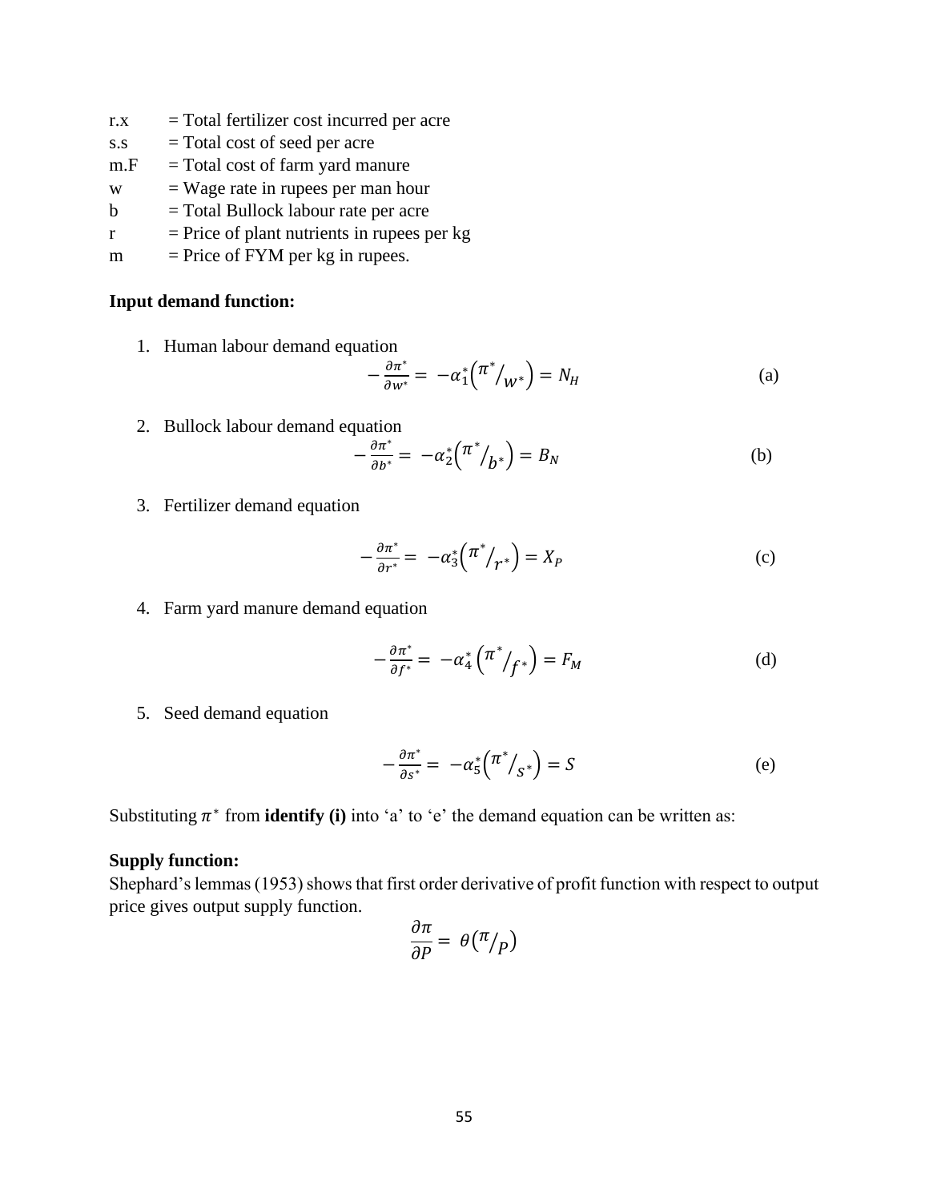r.x = Total fertilizer cost incurred per acre

s.s = Total cost of seed per acre

m.F = Total cost of farm yard manure

w = Wage rate in rupees per man hour

b = Total Bullock labour rate per acre

r = Price of plant nutrients in rupees per kg

m = Price of FYM per kg in rupees.

**Input demand function:**

1. Human labour demand equation

$$-\frac{\partial \pi^*}{\partial w^*} = -\alpha_1^* \left( \pi^* / w^* \right) = N_H \quad \text{(a)}$$

2. Bullock labour demand equation

$$-\frac{\partial \pi^*}{\partial b^*} = -\alpha_2^* \left( \pi^* / b^* \right) = B_N \quad \text{(b)}$$

3. Fertilizer demand equation

$$-\frac{\partial \pi^*}{\partial r^*} = -\alpha_3^* \left( \pi^* / r^* \right) = X_P \quad \text{(c)}$$

4. Farm yard manure demand equation

$$-\frac{\partial \pi^*}{\partial f^*} = -\alpha_4^* \left( \pi^* / f^* \right) = F_M \quad \text{(d)}$$

5. Seed demand equation

$$-\frac{\partial \pi^*}{\partial s^*} = -\alpha_5^* \left( \pi^* / s^* \right) = S \quad \text{(e)}$$

Substituting $\pi^*$ from **identify (i)** into 'a' to 'e' the demand equation can be written as:

**Supply function:**

Shephard's lemmas (1953) shows that first order derivative of profit function with respect to output price gives output supply function.

$$\frac{\partial \pi}{\partial P} = \theta \left( \pi / P \right)$$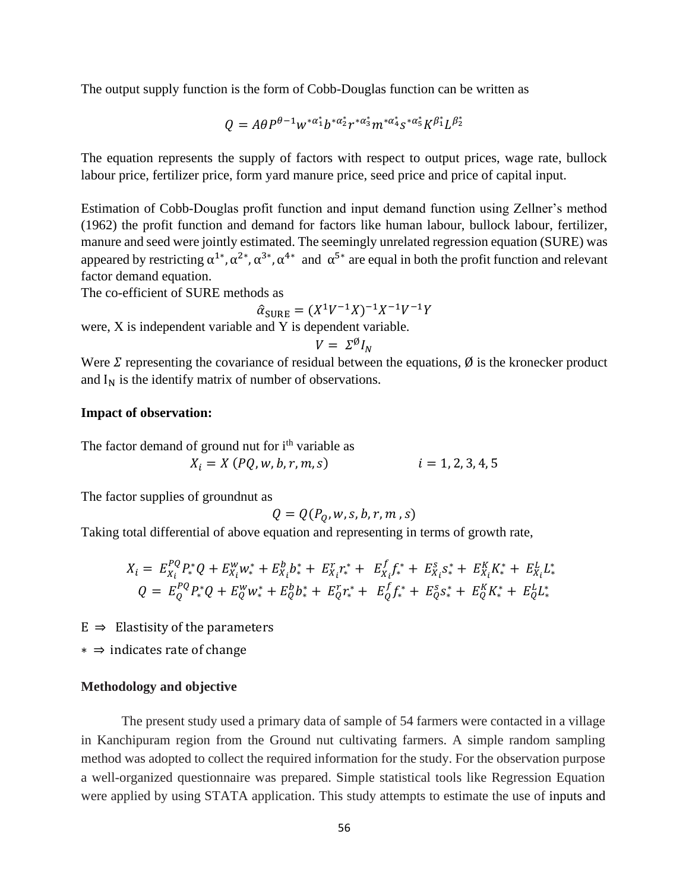The output supply function is the form of Cobb-Douglas function can be written as

$$Q = A\theta P^{\theta-1} w^{*\alpha_1^*} b^{*\alpha_2^*} r^{*\alpha_3^*} m^{*\alpha_4^*} s^{*\alpha_5^*} K^{\beta_1^*} L^{\beta_2^*}$$

The equation represents the supply of factors with respect to output prices, wage rate, bullock labour price, fertilizer price, form yard manure price, seed price and price of capital input.

Estimation of Cobb-Douglas profit function and input demand function using Zellner's method (1962) the profit function and demand for factors like human labour, bullock labour, fertilizer, manure and seed were jointly estimated. The seemingly unrelated regression equation (SURE) was appeared by restricting $\alpha^{1*}, \alpha^{2*}, \alpha^{3*}, \alpha^{4*}$ and $\alpha^{5*}$ are equal in both the profit function and relevant factor demand equation.

The co-efficient of SURE methods as

$$\hat{\alpha}_{\text{SURE}} = (X^1 V^{-1} X)^{-1} X^{-1} V^{-1} Y$$

were, X is independent variable and Y is dependent variable.

$$V = \Sigma^{\emptyset} I_N$$

Were $\Sigma$ representing the covariance of residual between the equations, Ø is the kronecker product and $I_N$ is the identify matrix of number of observations.

**Impact of observation:**

The factor demand of ground nut for i[th] variable as

$$X_i = X\,(PQ, w, b, r, m, s) \qquad\qquad i = 1, 2, 3, 4, 5$$

The factor supplies of groundnut as

$$Q = Q(P_Q, w, s, b, r, m\,, s)$$

Taking total differential of above equation and representing in terms of growth rate,

$$X_i = E_{X_i}^{PQ} P_*^* Q + E_{X_i}^{w} w_*^* + E_{X_i}^{b} b_*^* + E_{X_i}^{r} r_*^* + E_{X_i}^{f} f_*^* + E_{X_i}^{s} s_*^* + E_{X_i}^{K} K_*^* + E_{X_i}^{L} L_*^*$$

$$Q = E_{Q}^{PQ} P_*^* Q + E_{Q}^{w} w_*^* + E_{Q}^{b} b_*^* + E_{Q}^{r} r_*^* + E_{Q}^{f} f_*^* + E_{Q}^{s} s_*^* + E_{Q}^{K} K_*^* + E_{Q}^{L} L_*^*$$

$E \Rightarrow$ Elastisity of the parameters

$* \Rightarrow$ indicates rate of change

**Methodology and objective**

The present study used a primary data of sample of 54 farmers were contacted in a village in Kanchipuram region from the Ground nut cultivating farmers. A simple random sampling method was adopted to collect the required information for the study. For the observation purpose a well-organized questionnaire was prepared. Simple statistical tools like Regression Equation were applied by using STATA application. This study attempts to estimate the use of inputs and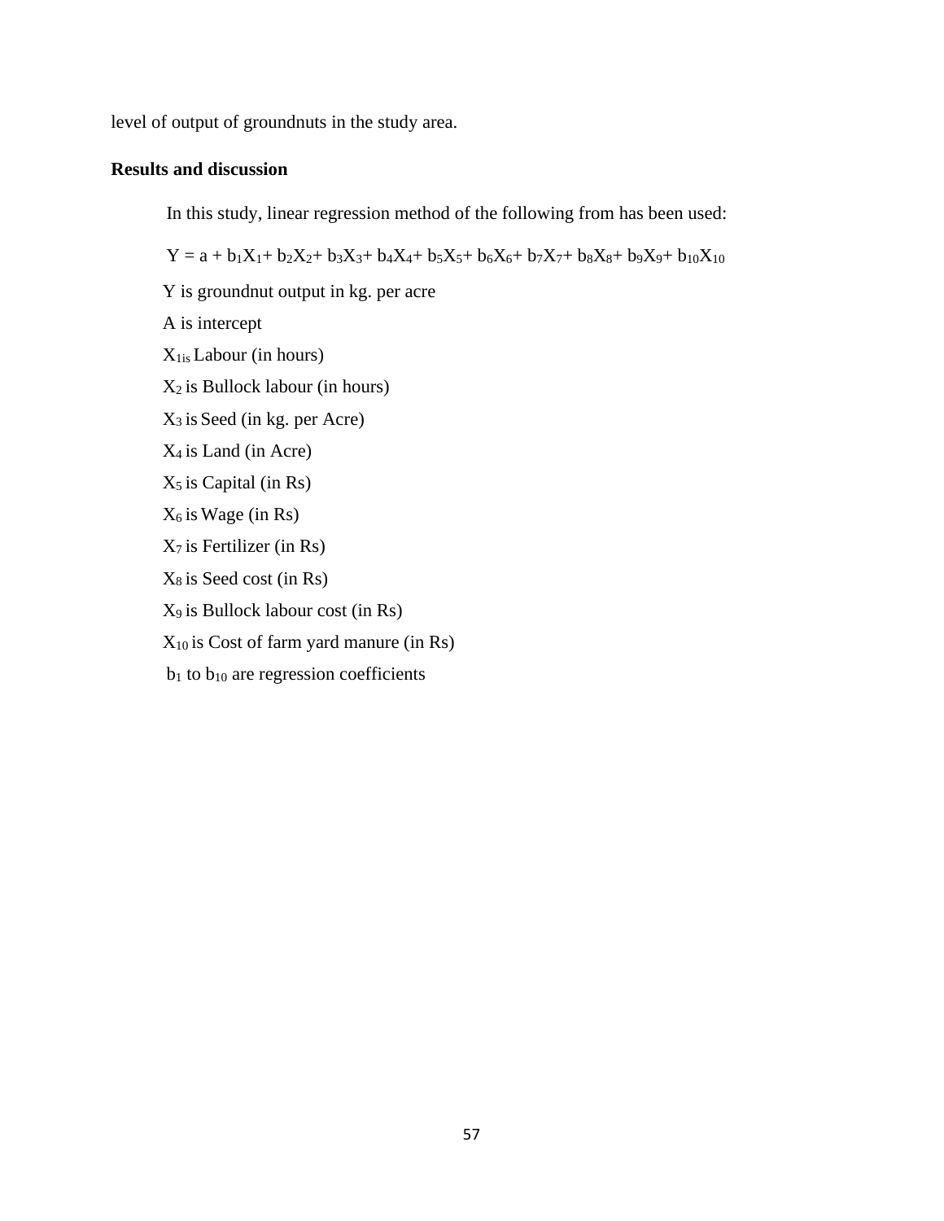level of output of groundnuts in the study area.

**Results and discussion**

In this study, linear regression method of the following from has been used:

$$Y = a + b_1X_1 + b_2X_2 + b_3X_3 + b_4X_4 + b_5X_5 + b_6X_6 + b_7X_7 + b_8X_8 + b_9X_9 + b_{10}X_{10}$$

Y is groundnut output in kg. per acre

A is intercept

$X_{1is}$ Labour (in hours)

$X_2$ is Bullock labour (in hours)

$X_3$ is Seed (in kg. per Acre)

$X_4$ is Land (in Acre)

$X_5$ is Capital (in Rs)

$X_6$ is Wage (in Rs)

$X_7$ is Fertilizer (in Rs)

$X_8$ is Seed cost (in Rs)

$X_9$ is Bullock labour cost (in Rs)

$X_{10}$ is Cost of farm yard manure (in Rs)

$b_1$ to $b_{10}$ are regression coefficients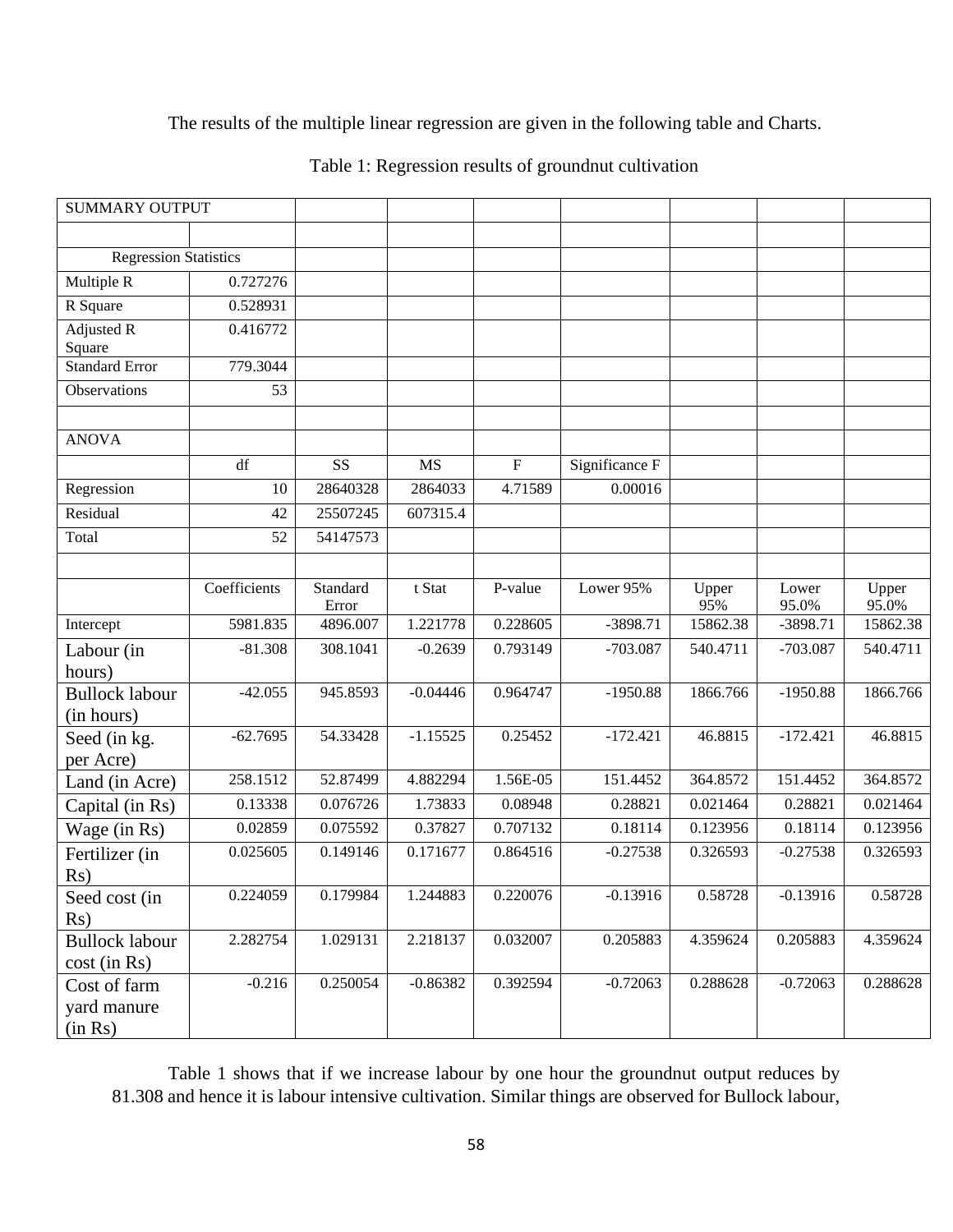The results of the multiple linear regression are given in the following table and Charts.

Table 1: Regression results of groundnut cultivation

| SUMMARY OUTPUT | | | | | | | | |
|---|---|---|---|---|---|---|---|---|
| | | | | | | | | |
| Regression Statistics | | | | | | | | |
| Multiple R | 0.727276 | | | | | | | |
| R Square | 0.528931 | | | | | | | |
| Adjusted R Square | 0.416772 | | | | | | | |
| Standard Error | 779.3044 | | | | | | | |
| Observations | 53 | | | | | | | |
| | | | | | | | | |
| ANOVA | | | | | | | | |
| | df | SS | MS | F | Significance F | | | |
| Regression | 10 | 28640328 | 2864033 | 4.71589 | 0.00016 | | | |
| Residual | 42 | 25507245 | 607315.4 | | | | | |
| Total | 52 | 54147573 | | | | | | |
| | | | | | | | | |
| | Coefficients | Standard Error | t Stat | P-value | Lower 95% | Upper 95% | Lower 95.0% | Upper 95.0% |
| Intercept | 5981.835 | 4896.007 | 1.221778 | 0.228605 | -3898.71 | 15862.38 | -3898.71 | 15862.38 |
| Labour (in hours) | -81.308 | 308.1041 | -0.2639 | 0.793149 | -703.087 | 540.4711 | -703.087 | 540.4711 |
| Bullock labour (in hours) | -42.055 | 945.8593 | -0.04446 | 0.964747 | -1950.88 | 1866.766 | -1950.88 | 1866.766 |
| Seed (in kg. per Acre) | -62.7695 | 54.33428 | -1.15525 | 0.25452 | -172.421 | 46.8815 | -172.421 | 46.8815 |
| Land (in Acre) | 258.1512 | 52.87499 | 4.882294 | 1.56E-05 | 151.4452 | 364.8572 | 151.4452 | 364.8572 |
| Capital (in Rs) | 0.13338 | 0.076726 | 1.73833 | 0.08948 | 0.28821 | 0.021464 | 0.28821 | 0.021464 |
| Wage (in Rs) | 0.02859 | 0.075592 | 0.37827 | 0.707132 | 0.18114 | 0.123956 | 0.18114 | 0.123956 |
| Fertilizer (in Rs) | 0.025605 | 0.149146 | 0.171677 | 0.864516 | -0.27538 | 0.326593 | -0.27538 | 0.326593 |
| Seed cost (in Rs) | 0.224059 | 0.179984 | 1.244883 | 0.220076 | -0.13916 | 0.58728 | -0.13916 | 0.58728 |
| Bullock labour cost (in Rs) | 2.282754 | 1.029131 | 2.218137 | 0.032007 | 0.205883 | 4.359624 | 0.205883 | 4.359624 |
| Cost of farm yard manure (in Rs) | -0.216 | 0.250054 | -0.86382 | 0.392594 | -0.72063 | 0.288628 | -0.72063 | 0.288628 |

Table 1 shows that if we increase labour by one hour the groundnut output reduces by 81.308 and hence it is labour intensive cultivation. Similar things are observed for Bullock labour,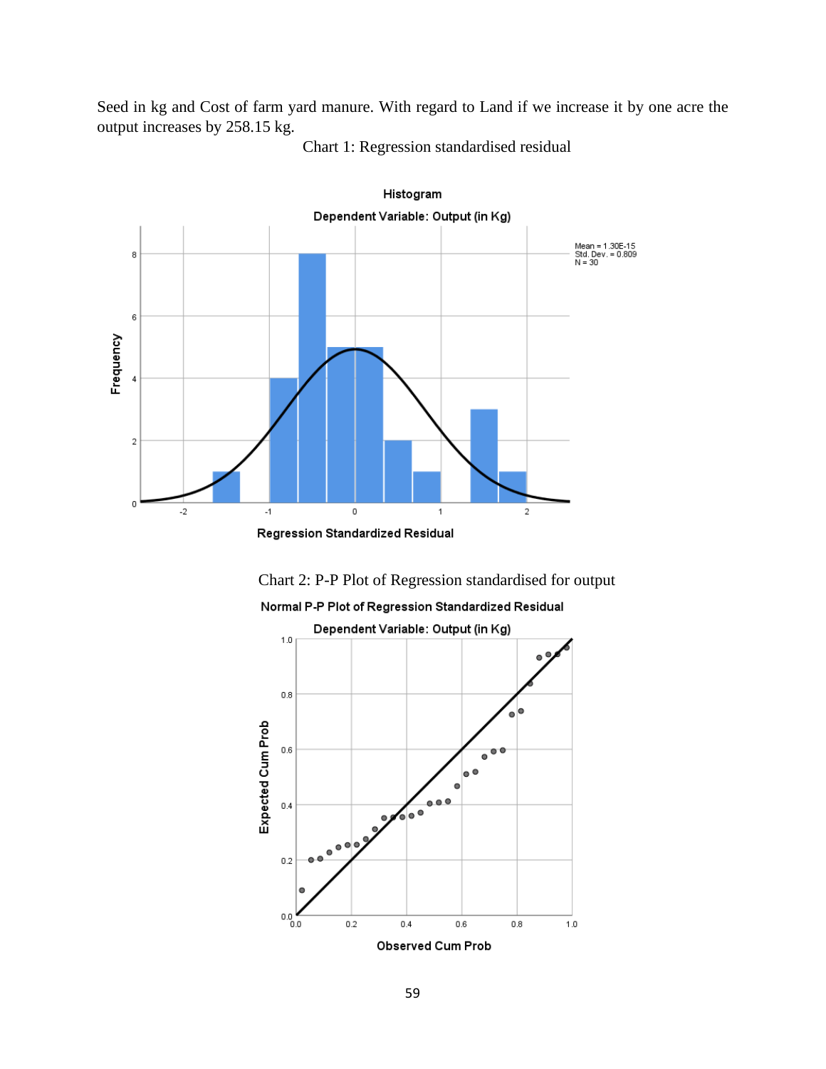Seed in kg and Cost of farm yard manure. With regard to Land if we increase it by one acre the output increases by 258.15 kg.

Chart 1: Regression standardised residual

Chart 2: P-P Plot of Regression standardised for output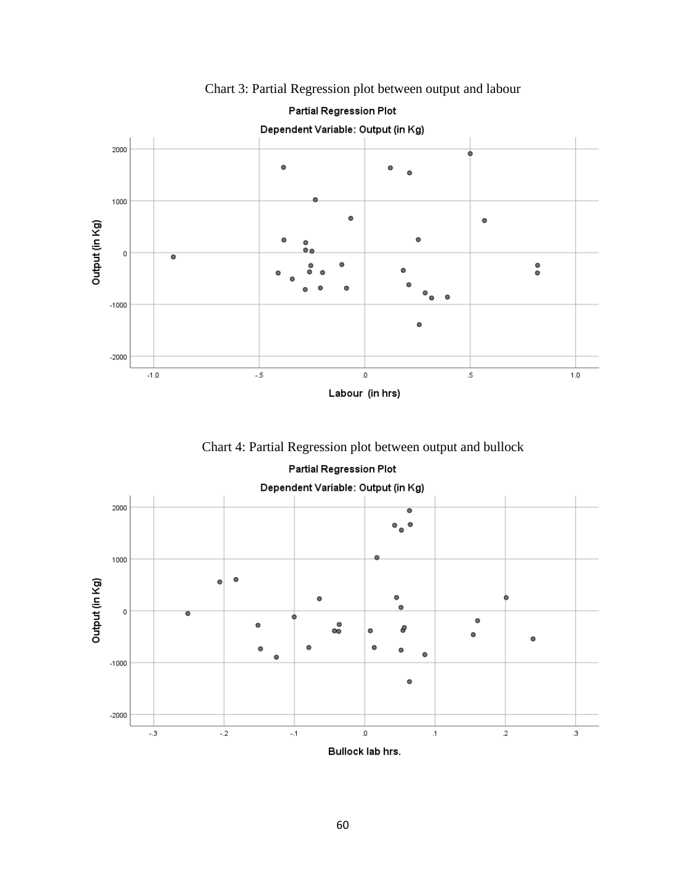Chart 3: Partial Regression plot between output and labour

Chart 4: Partial Regression plot between output and bullock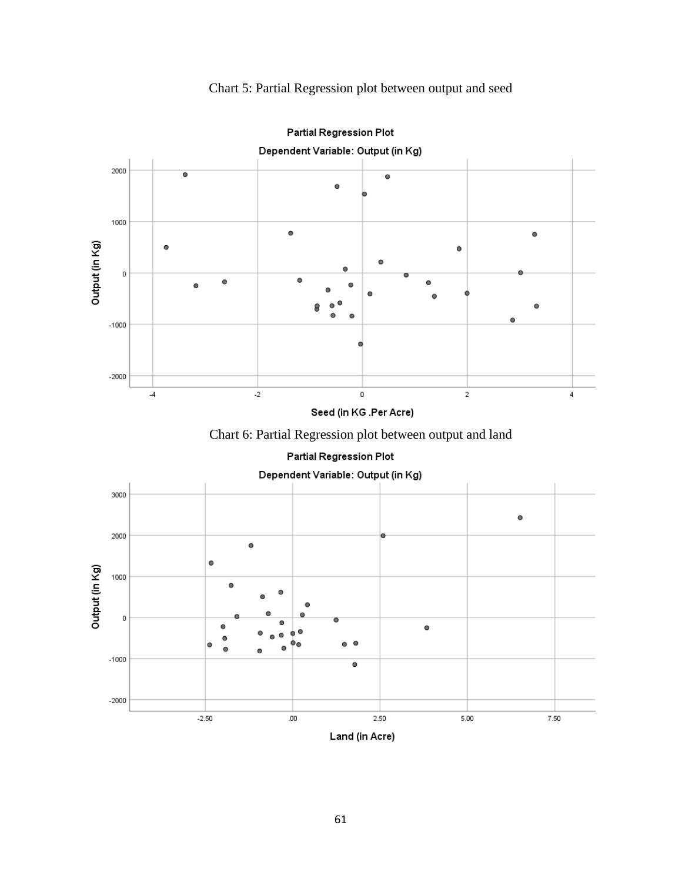Chart 5: Partial Regression plot between output and seed

Chart 6: Partial Regression plot between output and land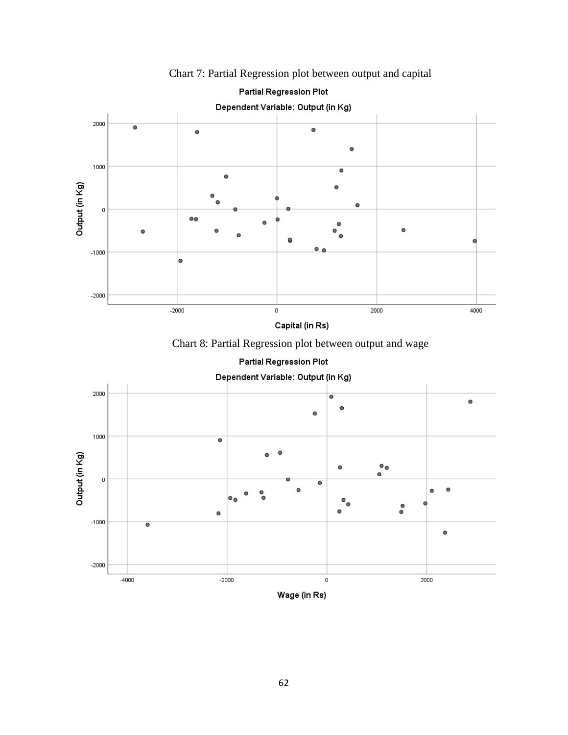Chart 7: Partial Regression plot between output and capital

Chart 8: Partial Regression plot between output and wage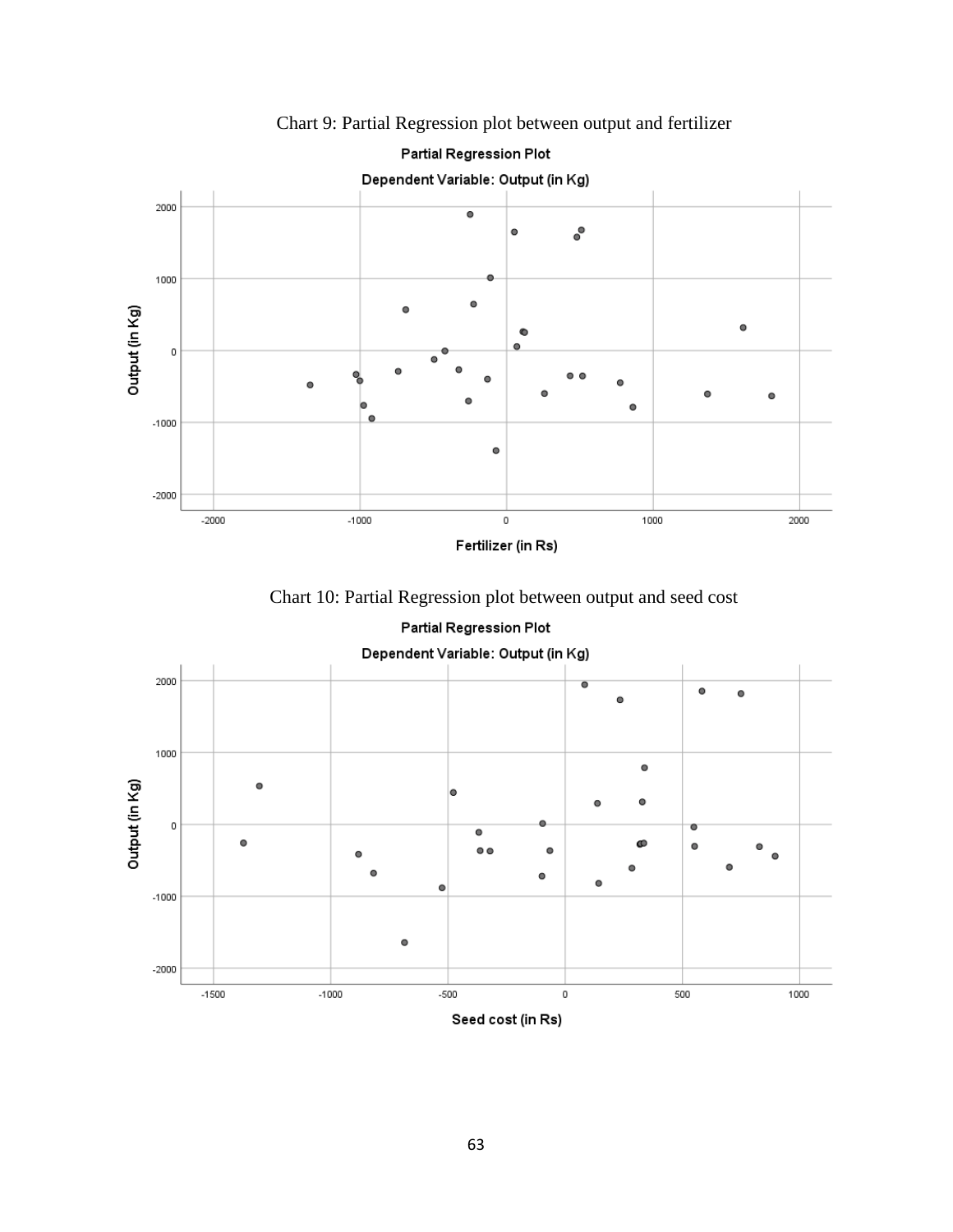Chart 9: Partial Regression plot between output and fertilizer

Chart 10: Partial Regression plot between output and seed cost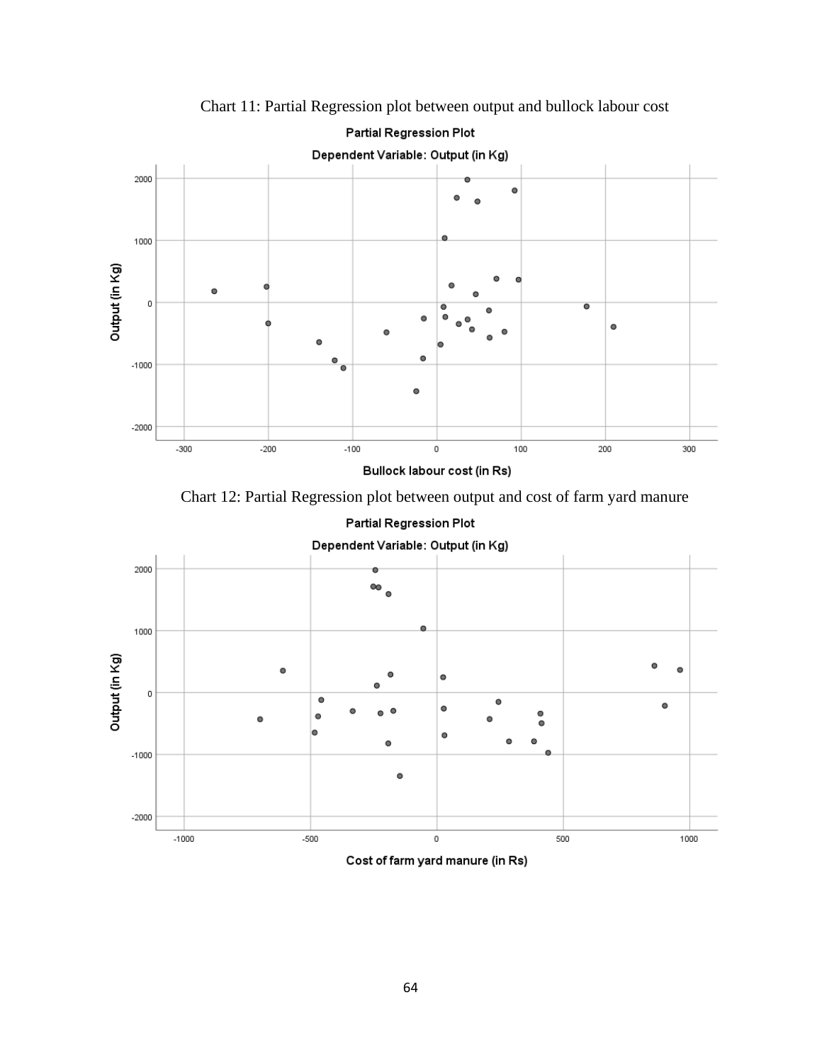Chart 11: Partial Regression plot between output and bullock labour cost

Chart 12: Partial Regression plot between output and cost of farm yard manure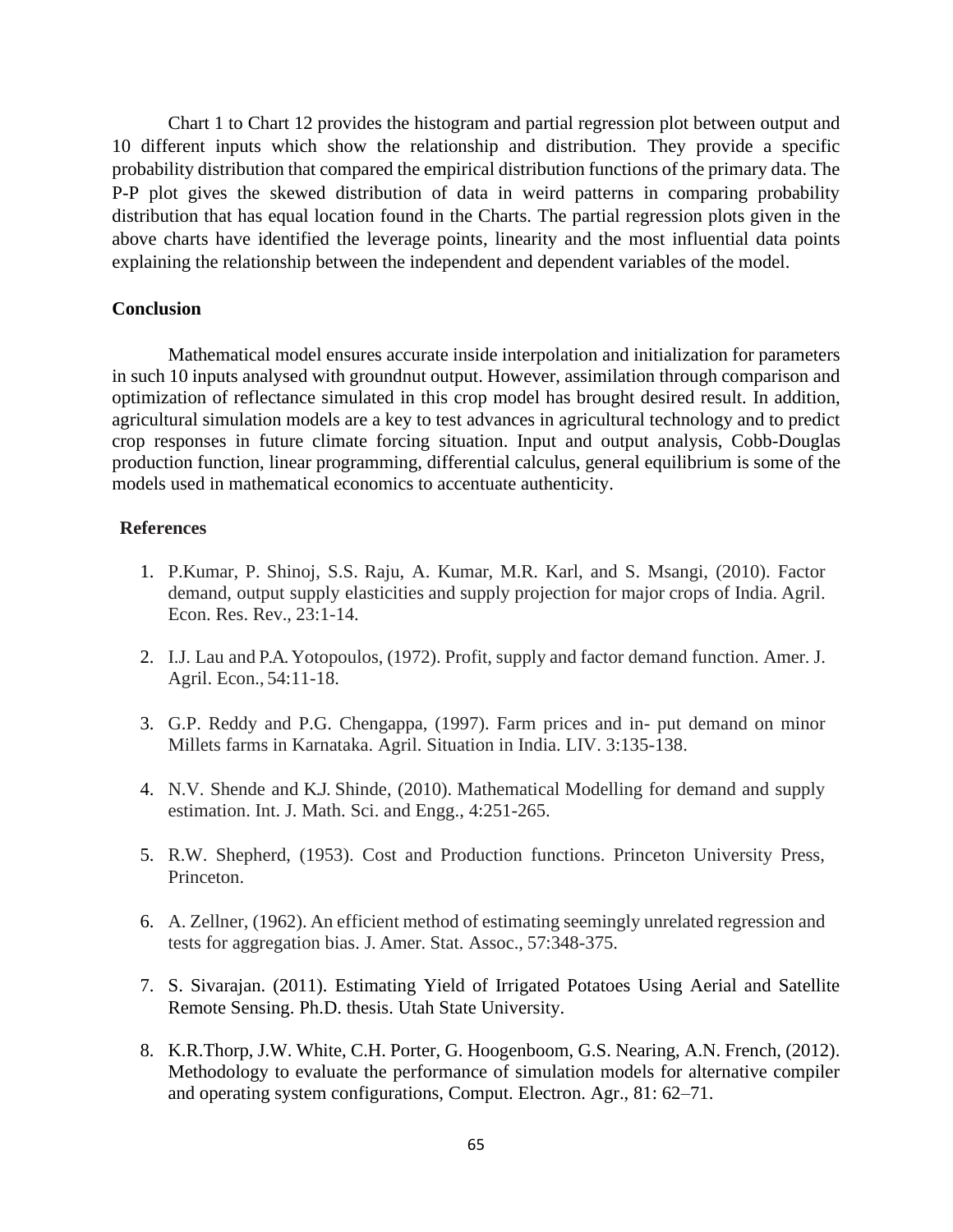Chart 1 to Chart 12 provides the histogram and partial regression plot between output and 10 different inputs which show the relationship and distribution. They provide a specific probability distribution that compared the empirical distribution functions of the primary data. The P-P plot gives the skewed distribution of data in weird patterns in comparing probability distribution that has equal location found in the Charts. The partial regression plots given in the above charts have identified the leverage points, linearity and the most influential data points explaining the relationship between the independent and dependent variables of the model.

## Conclusion

Mathematical model ensures accurate inside interpolation and initialization for parameters in such 10 inputs analysed with groundnut output. However, assimilation through comparison and optimization of reflectance simulated in this crop model has brought desired result. In addition, agricultural simulation models are a key to test advances in agricultural technology and to predict crop responses in future climate forcing situation. Input and output analysis, Cobb-Douglas production function, linear programming, differential calculus, general equilibrium is some of the models used in mathematical economics to accentuate authenticity.

## References

1. P.Kumar, P. Shinoj, S.S. Raju, A. Kumar, M.R. Karl, and S. Msangi, (2010). Factor demand, output supply elasticities and supply projection for major crops of India. Agril. Econ. Res. Rev., 23:1-14.

2. I.J. Lau and P.A. Yotopoulos, (1972). Profit, supply and factor demand function. Amer. J. Agril. Econ., 54:11-18.

3. G.P. Reddy and P.G. Chengappa, (1997). Farm prices and in- put demand on minor Millets farms in Karnataka. Agril. Situation in India. LIV. 3:135-138.

4. N.V. Shende and K.J. Shinde, (2010). Mathematical Modelling for demand and supply estimation. Int. J. Math. Sci. and Engg., 4:251-265.

5. R.W. Shepherd, (1953). Cost and Production functions. Princeton University Press, Princeton.

6. A. Zellner, (1962). An efficient method of estimating seemingly unrelated regression and tests for aggregation bias. J. Amer. Stat. Assoc., 57:348-375.

7. S. Sivarajan. (2011). Estimating Yield of Irrigated Potatoes Using Aerial and Satellite Remote Sensing. Ph.D. thesis. Utah State University.

8. K.R.Thorp, J.W. White, C.H. Porter, G. Hoogenboom, G.S. Nearing, A.N. French, (2012). Methodology to evaluate the performance of simulation models for alternative compiler and operating system configurations, Comput. Electron. Agr., 81: 62–71.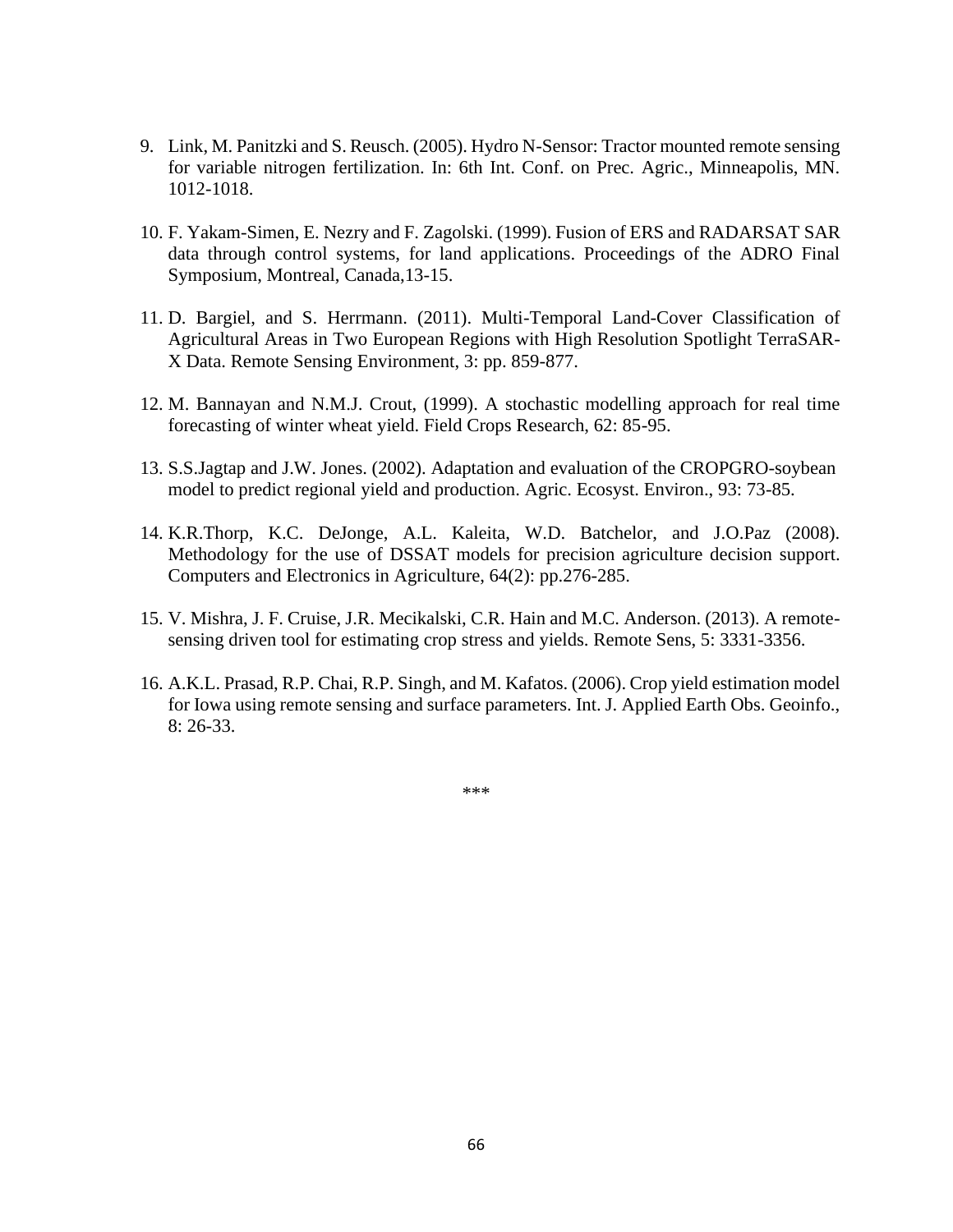9. Link, M. Panitzki and S. Reusch. (2005). Hydro N-Sensor: Tractor mounted remote sensing for variable nitrogen fertilization. In: 6th Int. Conf. on Prec. Agric., Minneapolis, MN. 1012-1018.

10. F. Yakam-Simen, E. Nezry and F. Zagolski. (1999). Fusion of ERS and RADARSAT SAR data through control systems, for land applications. Proceedings of the ADRO Final Symposium, Montreal, Canada,13-15.

11. D. Bargiel, and S. Herrmann. (2011). Multi-Temporal Land-Cover Classification of Agricultural Areas in Two European Regions with High Resolution Spotlight TerraSAR-X Data. Remote Sensing Environment, 3: pp. 859-877.

12. M. Bannayan and N.M.J. Crout, (1999). A stochastic modelling approach for real time forecasting of winter wheat yield. Field Crops Research, 62: 85-95.

13. S.S.Jagtap and J.W. Jones. (2002). Adaptation and evaluation of the CROPGRO-soybean model to predict regional yield and production. Agric. Ecosyst. Environ., 93: 73-85.

14. K.R.Thorp, K.C. DeJonge, A.L. Kaleita, W.D. Batchelor, and J.O.Paz (2008). Methodology for the use of DSSAT models for precision agriculture decision support. Computers and Electronics in Agriculture, 64(2): pp.276-285.

15. V. Mishra, J. F. Cruise, J.R. Mecikalski, C.R. Hain and M.C. Anderson. (2013). A remote-sensing driven tool for estimating crop stress and yields. Remote Sens, 5: 3331-3356.

16. A.K.L. Prasad, R.P. Chai, R.P. Singh, and M. Kafatos. (2006). Crop yield estimation model for Iowa using remote sensing and surface parameters. Int. J. Applied Earth Obs. Geoinfo., 8: 26-33.

***